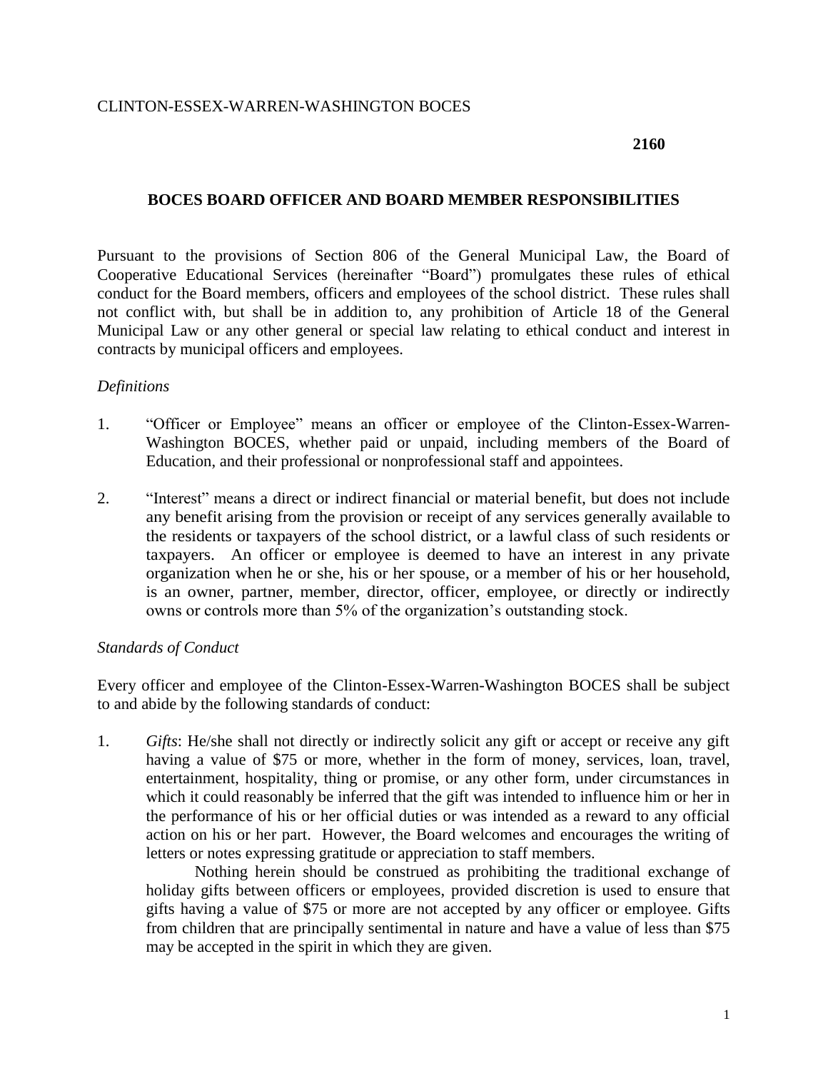CLINTON-ESSEX-WARREN-WASHINGTON BOCES

**2160**

# BOCES BOARD OFFICER AND BOARD MEMBER RESPONSIBILITIES

Pursuant to the provisions of Section 806 of the General Municipal Law, the Board of Cooperative Educational Services (hereinafter "Board") promulgates these rules of ethical conduct for the Board members, officers and employees of the school district. These rules shall not conflict with, but shall be in addition to, any prohibition of Article 18 of the General Municipal Law or any other general or special law relating to ethical conduct and interest in contracts by municipal officers and employees.

*Definitions*

1. "Officer or Employee" means an officer or employee of the Clinton-Essex-Warren-Washington BOCES, whether paid or unpaid, including members of the Board of Education, and their professional or nonprofessional staff and appointees.

2. "Interest" means a direct or indirect financial or material benefit, but does not include any benefit arising from the provision or receipt of any services generally available to the residents or taxpayers of the school district, or a lawful class of such residents or taxpayers. An officer or employee is deemed to have an interest in any private organization when he or she, his or her spouse, or a member of his or her household, is an owner, partner, member, director, officer, employee, or directly or indirectly owns or controls more than 5% of the organization's outstanding stock.

*Standards of Conduct*

Every officer and employee of the Clinton-Essex-Warren-Washington BOCES shall be subject to and abide by the following standards of conduct:

1. *Gifts*: He/she shall not directly or indirectly solicit any gift or accept or receive any gift having a value of $75 or more, whether in the form of money, services, loan, travel, entertainment, hospitality, thing or promise, or any other form, under circumstances in which it could reasonably be inferred that the gift was intended to influence him or her in the performance of his or her official duties or was intended as a reward to any official action on his or her part. However, the Board welcomes and encourages the writing of letters or notes expressing gratitude or appreciation to staff members.

   Nothing herein should be construed as prohibiting the traditional exchange of holiday gifts between officers or employees, provided discretion is used to ensure that gifts having a value of $75 or more are not accepted by any officer or employee. Gifts from children that are principally sentimental in nature and have a value of less than $75 may be accepted in the spirit in which they are given.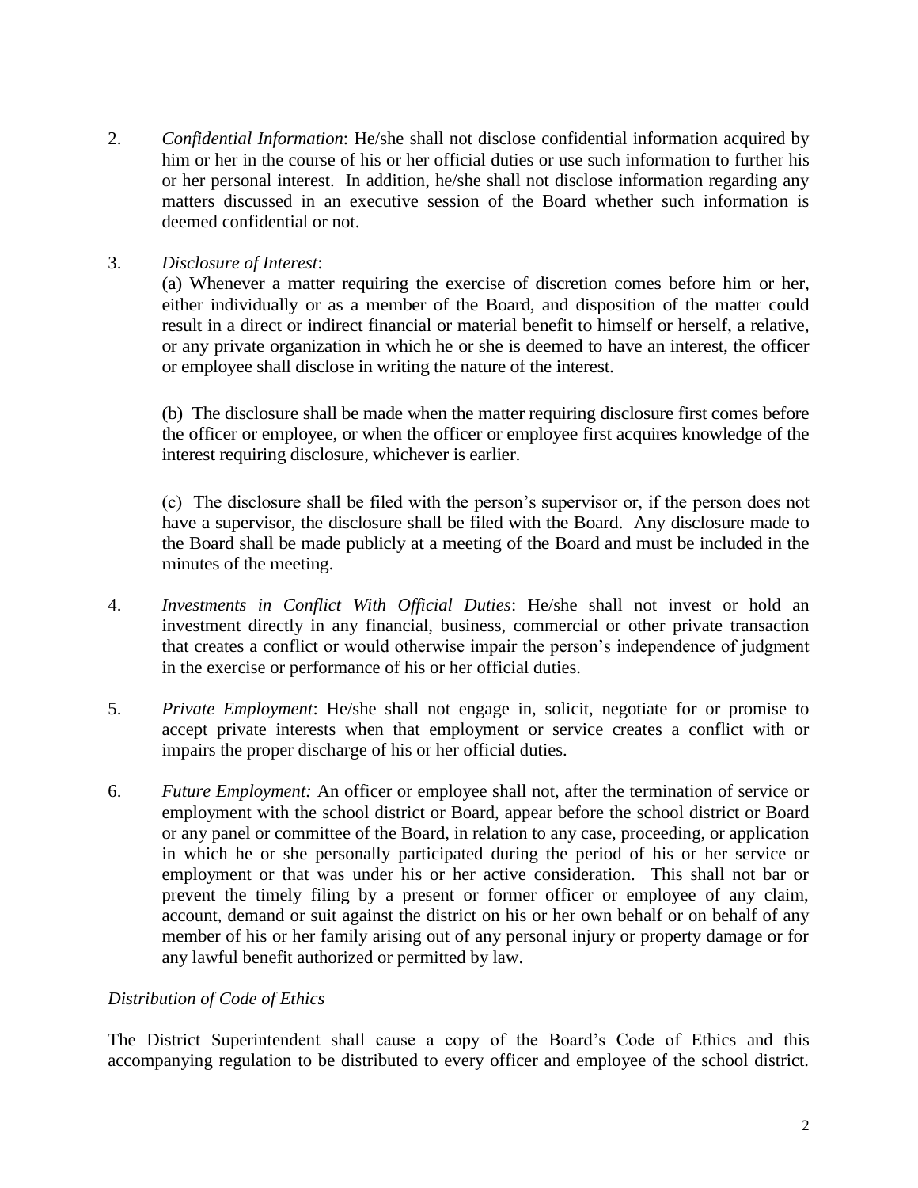2. *Confidential Information*: He/she shall not disclose confidential information acquired by him or her in the course of his or her official duties or use such information to further his or her personal interest. In addition, he/she shall not disclose information regarding any matters discussed in an executive session of the Board whether such information is deemed confidential or not.

3. *Disclosure of Interest*:

   (a) Whenever a matter requiring the exercise of discretion comes before him or her, either individually or as a member of the Board, and disposition of the matter could result in a direct or indirect financial or material benefit to himself or herself, a relative, or any private organization in which he or she is deemed to have an interest, the officer or employee shall disclose in writing the nature of the interest.

   (b) The disclosure shall be made when the matter requiring disclosure first comes before the officer or employee, or when the officer or employee first acquires knowledge of the interest requiring disclosure, whichever is earlier.

   (c) The disclosure shall be filed with the person's supervisor or, if the person does not have a supervisor, the disclosure shall be filed with the Board. Any disclosure made to the Board shall be made publicly at a meeting of the Board and must be included in the minutes of the meeting.

4. *Investments in Conflict With Official Duties*: He/she shall not invest or hold an investment directly in any financial, business, commercial or other private transaction that creates a conflict or would otherwise impair the person's independence of judgment in the exercise or performance of his or her official duties.

5. *Private Employment*: He/she shall not engage in, solicit, negotiate for or promise to accept private interests when that employment or service creates a conflict with or impairs the proper discharge of his or her official duties.

6. *Future Employment:* An officer or employee shall not, after the termination of service or employment with the school district or Board, appear before the school district or Board or any panel or committee of the Board, in relation to any case, proceeding, or application in which he or she personally participated during the period of his or her service or employment or that was under his or her active consideration. This shall not bar or prevent the timely filing by a present or former officer or employee of any claim, account, demand or suit against the district on his or her own behalf or on behalf of any member of his or her family arising out of any personal injury or property damage or for any lawful benefit authorized or permitted by law.

*Distribution of Code of Ethics*

The District Superintendent shall cause a copy of the Board's Code of Ethics and this accompanying regulation to be distributed to every officer and employee of the school district.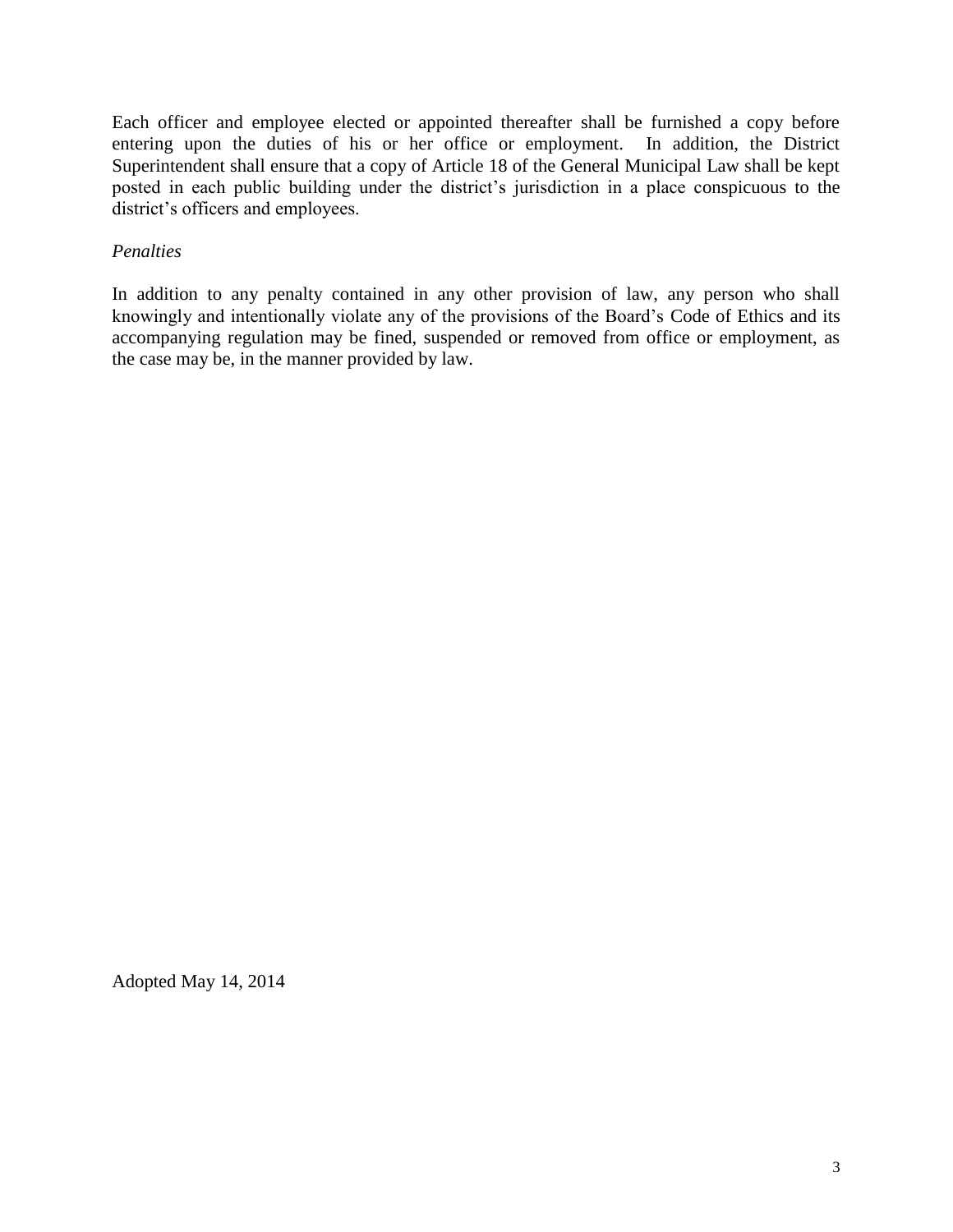Each officer and employee elected or appointed thereafter shall be furnished a copy before entering upon the duties of his or her office or employment. In addition, the District Superintendent shall ensure that a copy of Article 18 of the General Municipal Law shall be kept posted in each public building under the district's jurisdiction in a place conspicuous to the district's officers and employees.

*Penalties*

In addition to any penalty contained in any other provision of law, any person who shall knowingly and intentionally violate any of the provisions of the Board's Code of Ethics and its accompanying regulation may be fined, suspended or removed from office or employment, as the case may be, in the manner provided by law.

Adopted May 14, 2014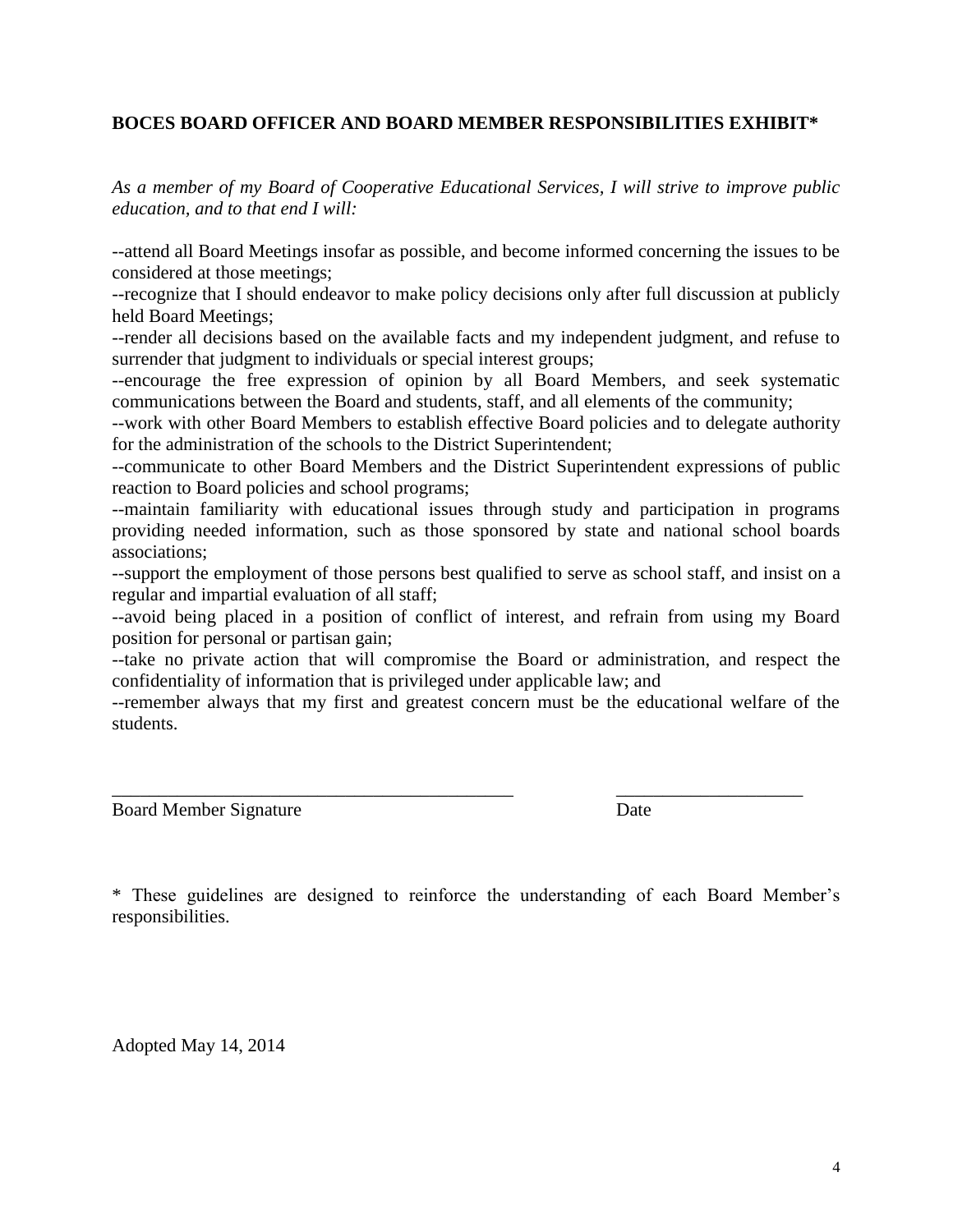**BOCES BOARD OFFICER AND BOARD MEMBER RESPONSIBILITIES EXHIBIT***

*As a member of my Board of Cooperative Educational Services, I will strive to improve public education, and to that end I will:*

--attend all Board Meetings insofar as possible, and become informed concerning the issues to be considered at those meetings;
--recognize that I should endeavor to make policy decisions only after full discussion at publicly held Board Meetings;
--render all decisions based on the available facts and my independent judgment, and refuse to surrender that judgment to individuals or special interest groups;
--encourage the free expression of opinion by all Board Members, and seek systematic communications between the Board and students, staff, and all elements of the community;
--work with other Board Members to establish effective Board policies and to delegate authority for the administration of the schools to the District Superintendent;
--communicate to other Board Members and the District Superintendent expressions of public reaction to Board policies and school programs;
--maintain familiarity with educational issues through study and participation in programs providing needed information, such as those sponsored by state and national school boards associations;
--support the employment of those persons best qualified to serve as school staff, and insist on a regular and impartial evaluation of all staff;
--avoid being placed in a position of conflict of interest, and refrain from using my Board position for personal or partisan gain;
--take no private action that will compromise the Board or administration, and respect the confidentiality of information that is privileged under applicable law; and
--remember always that my first and greatest concern must be the educational welfare of the students.

_____________________________________________ ____________________

Board Member Signature Date

* These guidelines are designed to reinforce the understanding of each Board Member's responsibilities.

Adopted May 14, 2014